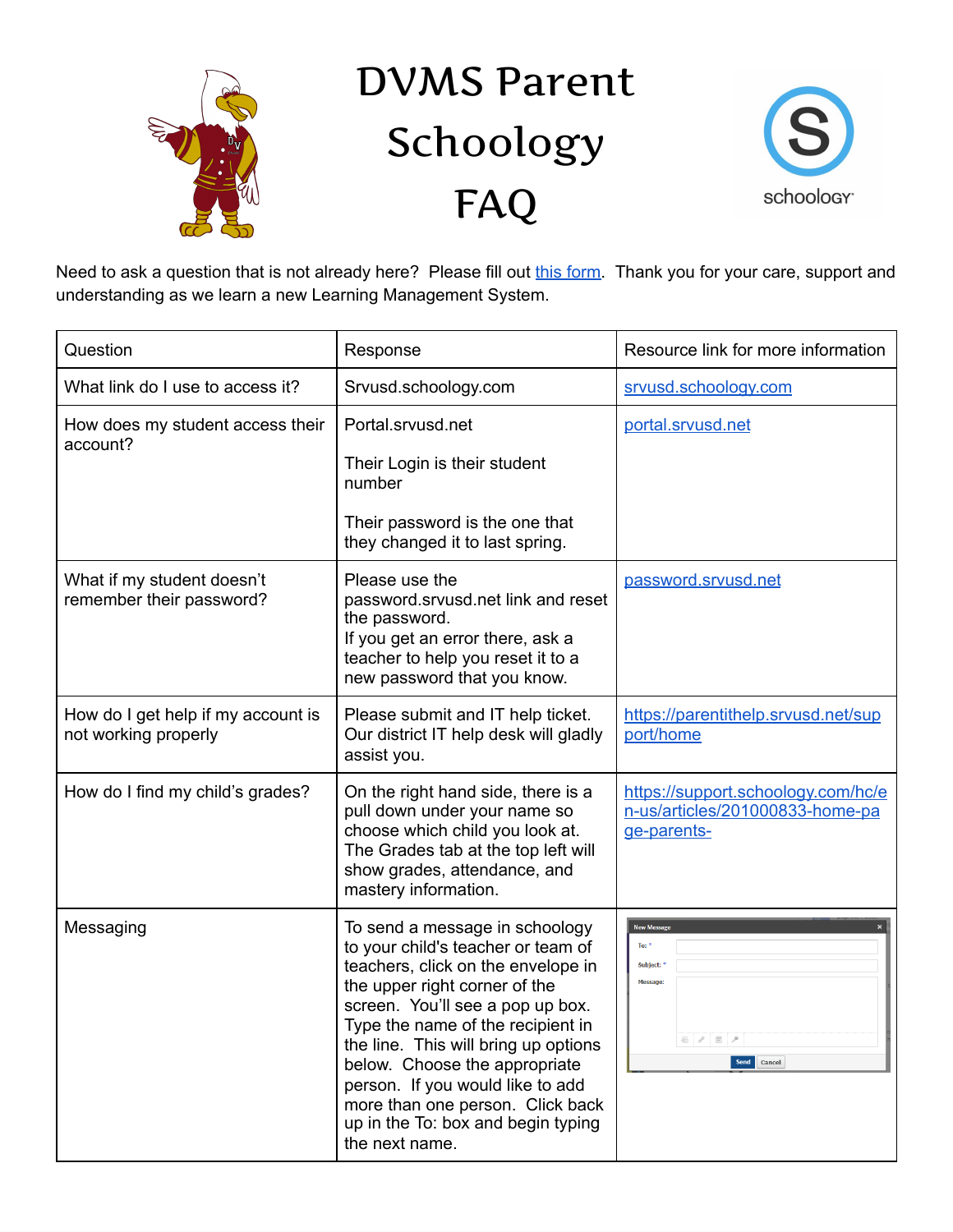# DVMS Parent Schoology FAQ

Need to ask a question that is not already here? Please fill out this form. Thank you for your care, support and understanding as we learn a new Learning Management System.

| Question | Response | Resource link for more information |
|---|---|---|
| What link do I use to access it? | Srvusd.schoology.com | srvusd.schoology.com |
| How does my student access their account? | Portal.srvusd.net<br><br>Their Login is their student number<br><br>Their password is the one that they changed it to last spring. | portal.srvusd.net |
| What if my student doesn't remember their password? | Please use the password.srvusd.net link and reset the password.<br>If you get an error there, ask a teacher to help you reset it to a new password that you know. | password.srvusd.net |
| How do I get help if my account is not working properly | Please submit and IT help ticket. Our district IT help desk will gladly assist you. | https://parentithelp.srvusd.net/support/home |
| How do I find my child's grades? | On the right hand side, there is a pull down under your name so choose which child you look at. The Grades tab at the top left will show grades, attendance, and mastery information. | https://support.schoology.com/hc/en-us/articles/201000833-home-page-parents- |
| Messaging | To send a message in schoology to your child's teacher or team of teachers, click on the envelope in the upper right corner of the screen. You'll see a pop up box. Type the name of the recipient in the line. This will bring up options below. Choose the appropriate person. If you would like to add more than one person. Click back up in the To: box and begin typing the next name. | |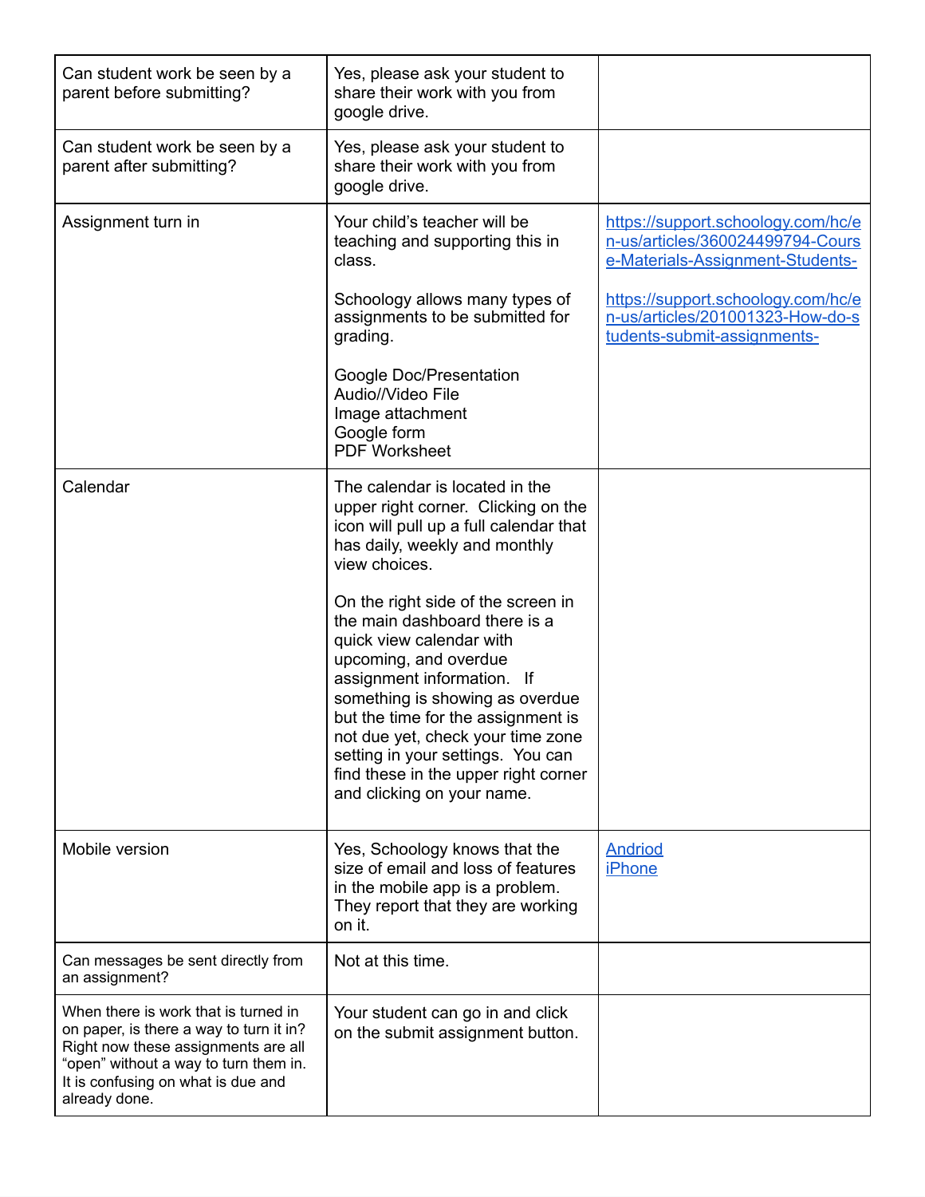| | | |
|---|---|---|
| Can student work be seen by a parent before submitting? | Yes, please ask your student to share their work with you from google drive. | |
| Can student work be seen by a parent after submitting? | Yes, please ask your student to share their work with you from google drive. | |
| Assignment turn in | Your child's teacher will be teaching and supporting this in class.<br><br>Schoology allows many types of assignments to be submitted for grading.<br><br>Google Doc/Presentation<br>Audio//Video File<br>Image attachment<br>Google form<br>PDF Worksheet | https://support.schoology.com/hc/en-us/articles/360024499794-Course-Materials-Assignment-Students-<br><br>https://support.schoology.com/hc/en-us/articles/201001323-How-do-students-submit-assignments- |
| Calendar | The calendar is located in the upper right corner. Clicking on the icon will pull up a full calendar that has daily, weekly and monthly view choices.<br><br>On the right side of the screen in the main dashboard there is a quick view calendar with upcoming, and overdue assignment information. If something is showing as overdue but the time for the assignment is not due yet, check your time zone setting in your settings. You can find these in the upper right corner and clicking on your name. | |
| Mobile version | Yes, Schoology knows that the size of email and loss of features in the mobile app is a problem. They report that they are working on it. | Andriod<br>iPhone |
| Can messages be sent directly from an assignment? | Not at this time. | |
| When there is work that is turned in on paper, is there a way to turn it in? Right now these assignments are all "open" without a way to turn them in. It is confusing on what is due and already done. | Your student can go in and click on the submit assignment button. | |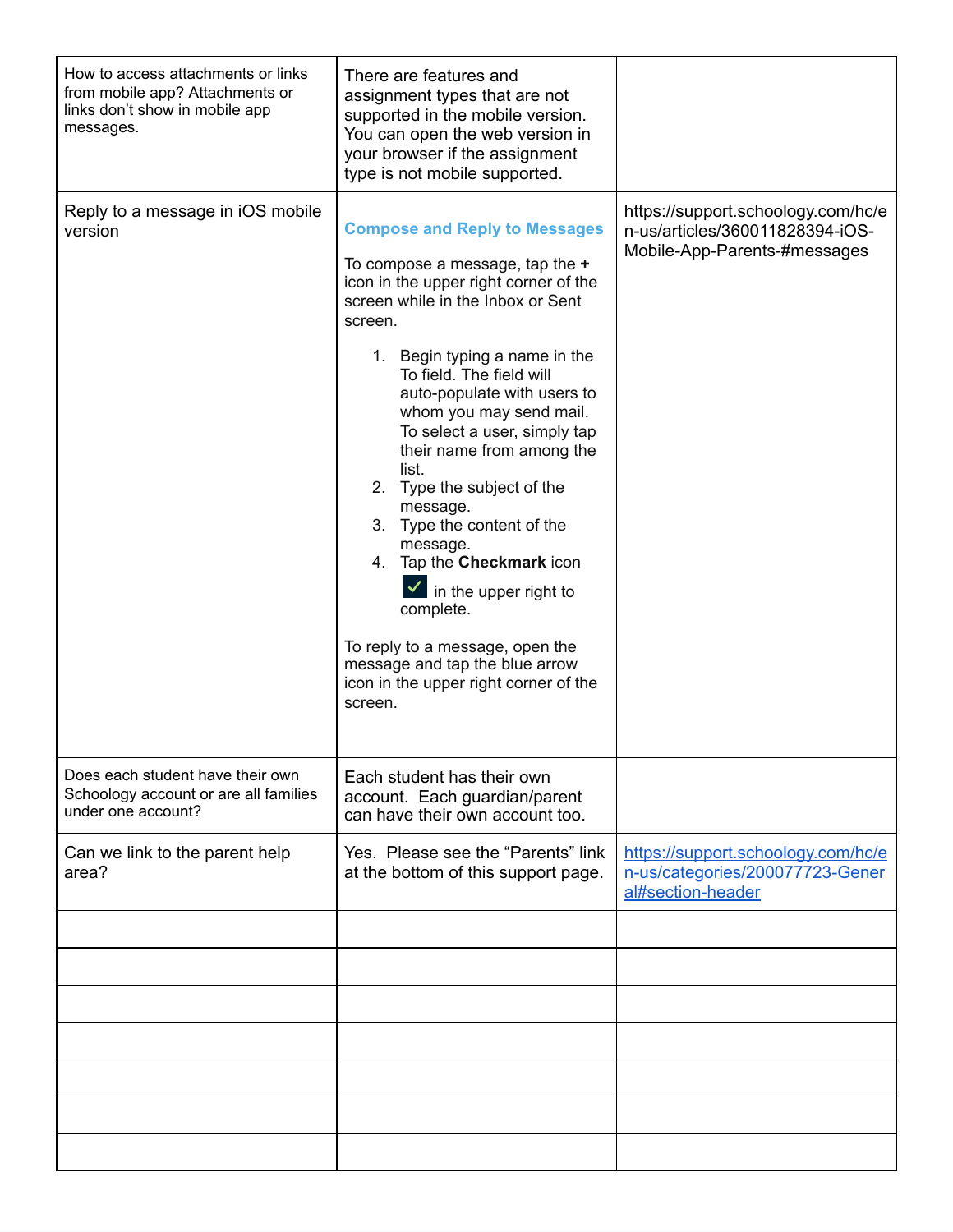| | | |
|---|---|---|
| How to access attachments or links from mobile app? Attachments or links don't show in mobile app messages. | There are features and assignment types that are not supported in the mobile version. You can open the web version in your browser if the assignment type is not mobile supported. | |
| Reply to a message in iOS mobile version | **Compose and Reply to Messages**<br><br>To compose a message, tap the **+** icon in the upper right corner of the screen while in the Inbox or Sent screen.<br><br>1. Begin typing a name in the To field. The field will auto-populate with users to whom you may send mail. To select a user, simply tap their name from among the list.<br>2. Type the subject of the message.<br>3. Type the content of the message.<br>4. Tap the **Checkmark** icon ✓ in the upper right to complete.<br><br>To reply to a message, open the message and tap the blue arrow icon in the upper right corner of the screen. | https://support.schoology.com/hc/en-us/articles/360011828394-iOS-Mobile-App-Parents-#messages |
| Does each student have their own Schoology account or are all families under one account? | Each student has their own account. Each guardian/parent can have their own account too. | |
| Can we link to the parent help area? | Yes. Please see the "Parents" link at the bottom of this support page. | https://support.schoology.com/hc/en-us/categories/200077723-General#section-header |
| | | |
| | | |
| | | |
| | | |
| | | |
| | | |
| | | |